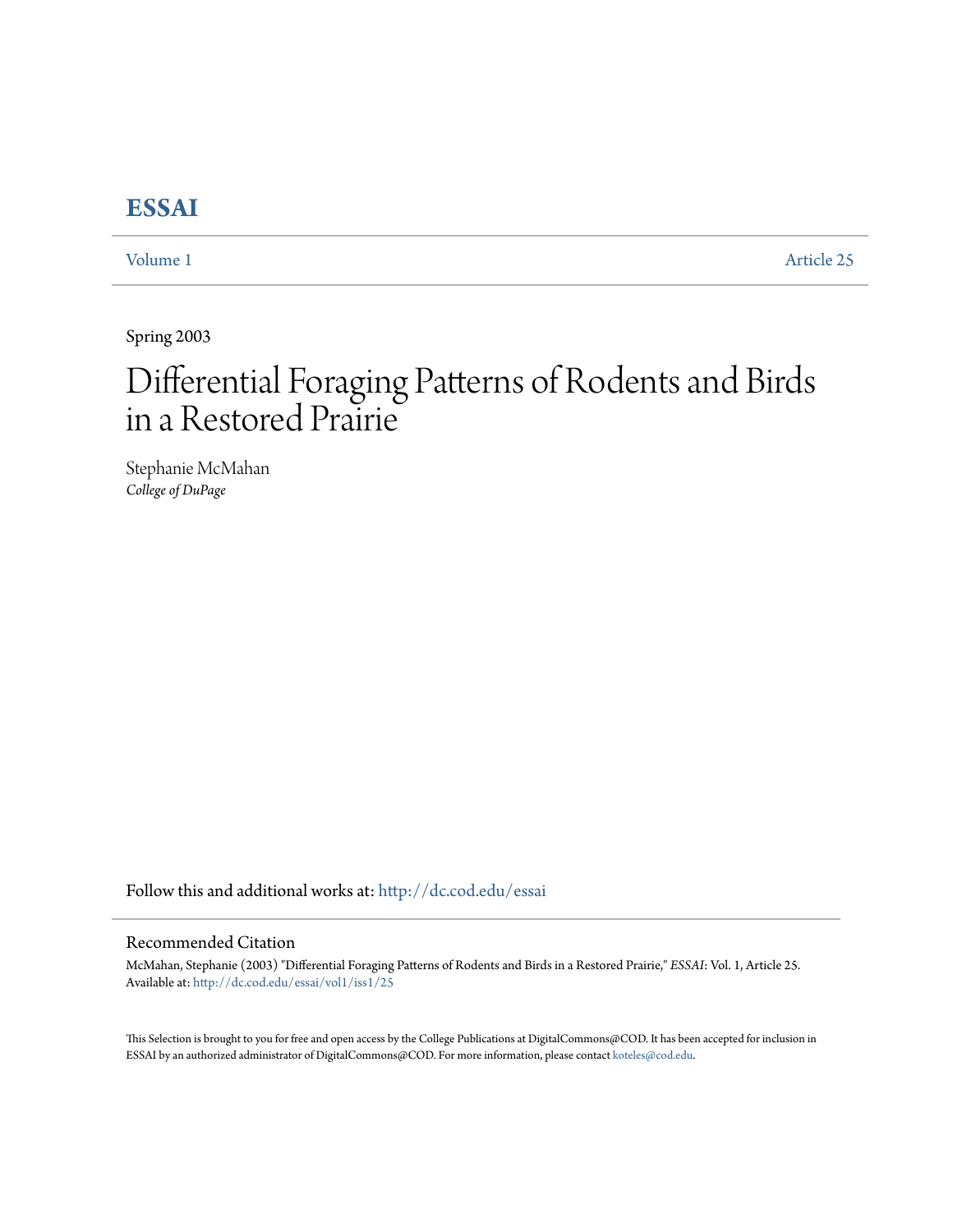# ESSAI

Volume 1 Article 25

Spring 2003

# Differential Foraging Patterns of Rodents and Birds in a Restored Prairie

Stephanie McMahan
*College of DuPage*

Follow this and additional works at: http://dc.cod.edu/essai

## Recommended Citation

McMahan, Stephanie (2003) "Differential Foraging Patterns of Rodents and Birds in a Restored Prairie," *ESSAI*: Vol. 1, Article 25.
Available at: http://dc.cod.edu/essai/vol1/iss1/25

This Selection is brought to you for free and open access by the College Publications at DigitalCommons@COD. It has been accepted for inclusion in ESSAI by an authorized administrator of DigitalCommons@COD. For more information, please contact koteles@cod.edu.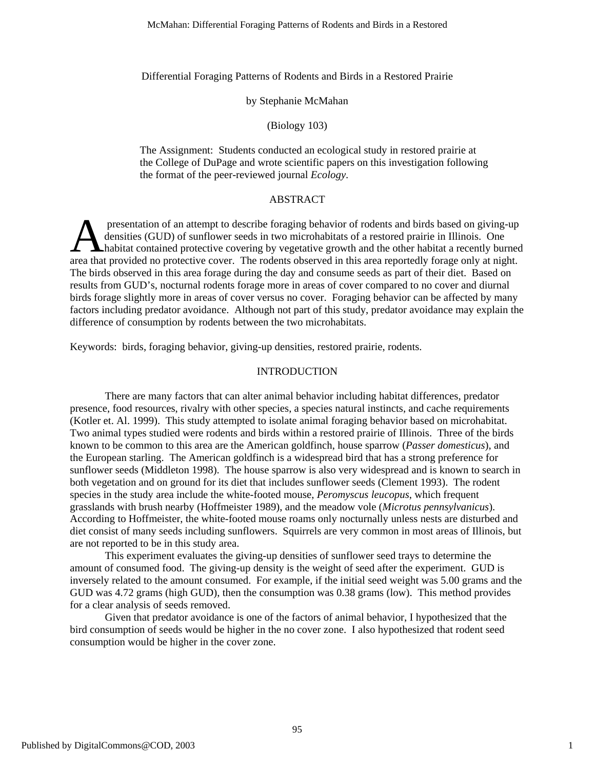Differential Foraging Patterns of Rodents and Birds in a Restored Prairie

by Stephanie McMahan

(Biology 103)

The Assignment: Students conducted an ecological study in restored prairie at the College of DuPage and wrote scientific papers on this investigation following the format of the peer-reviewed journal *Ecology*.

## ABSTRACT

A presentation of an attempt to describe foraging behavior of rodents and birds based on giving-up densities (GUD) of sunflower seeds in two microhabitats of a restored prairie in Illinois. One habitat contained protective covering by vegetative growth and the other habitat a recently burned area that provided no protective cover. The rodents observed in this area reportedly forage only at night. The birds observed in this area forage during the day and consume seeds as part of their diet. Based on results from GUD's, nocturnal rodents forage more in areas of cover compared to no cover and diurnal birds forage slightly more in areas of cover versus no cover. Foraging behavior can be affected by many factors including predator avoidance. Although not part of this study, predator avoidance may explain the difference of consumption by rodents between the two microhabitats.

Keywords: birds, foraging behavior, giving-up densities, restored prairie, rodents.

## INTRODUCTION

There are many factors that can alter animal behavior including habitat differences, predator presence, food resources, rivalry with other species, a species natural instincts, and cache requirements (Kotler et. Al. 1999). This study attempted to isolate animal foraging behavior based on microhabitat. Two animal types studied were rodents and birds within a restored prairie of Illinois. Three of the birds known to be common to this area are the American goldfinch, house sparrow (*Passer domesticus*), and the European starling. The American goldfinch is a widespread bird that has a strong preference for sunflower seeds (Middleton 1998). The house sparrow is also very widespread and is known to search in both vegetation and on ground for its diet that includes sunflower seeds (Clement 1993). The rodent species in the study area include the white-footed mouse, *Peromyscus leucopus*, which frequent grasslands with brush nearby (Hoffmeister 1989), and the meadow vole (*Microtus pennsylvanicus*). According to Hoffmeister, the white-footed mouse roams only nocturnally unless nests are disturbed and diet consist of many seeds including sunflowers. Squirrels are very common in most areas of Illinois, but are not reported to be in this study area.

This experiment evaluates the giving-up densities of sunflower seed trays to determine the amount of consumed food. The giving-up density is the weight of seed after the experiment. GUD is inversely related to the amount consumed. For example, if the initial seed weight was 5.00 grams and the GUD was 4.72 grams (high GUD), then the consumption was 0.38 grams (low). This method provides for a clear analysis of seeds removed.

Given that predator avoidance is one of the factors of animal behavior, I hypothesized that the bird consumption of seeds would be higher in the no cover zone. I also hypothesized that rodent seed consumption would be higher in the cover zone.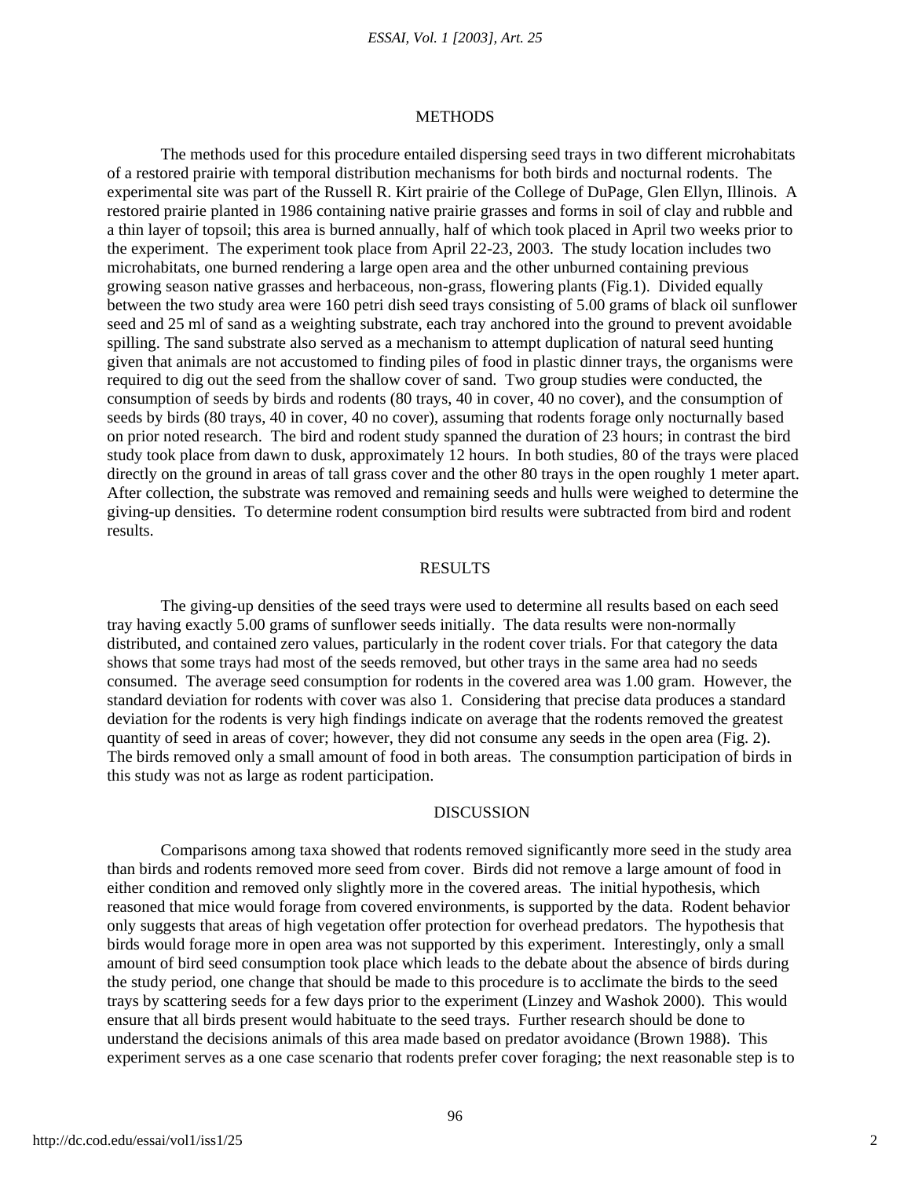## METHODS

The methods used for this procedure entailed dispersing seed trays in two different microhabitats of a restored prairie with temporal distribution mechanisms for both birds and nocturnal rodents. The experimental site was part of the Russell R. Kirt prairie of the College of DuPage, Glen Ellyn, Illinois. A restored prairie planted in 1986 containing native prairie grasses and forms in soil of clay and rubble and a thin layer of topsoil; this area is burned annually, half of which took placed in April two weeks prior to the experiment. The experiment took place from April 22-23, 2003. The study location includes two microhabitats, one burned rendering a large open area and the other unburned containing previous growing season native grasses and herbaceous, non-grass, flowering plants (Fig.1). Divided equally between the two study area were 160 petri dish seed trays consisting of 5.00 grams of black oil sunflower seed and 25 ml of sand as a weighting substrate, each tray anchored into the ground to prevent avoidable spilling. The sand substrate also served as a mechanism to attempt duplication of natural seed hunting given that animals are not accustomed to finding piles of food in plastic dinner trays, the organisms were required to dig out the seed from the shallow cover of sand. Two group studies were conducted, the consumption of seeds by birds and rodents (80 trays, 40 in cover, 40 no cover), and the consumption of seeds by birds (80 trays, 40 in cover, 40 no cover), assuming that rodents forage only nocturnally based on prior noted research. The bird and rodent study spanned the duration of 23 hours; in contrast the bird study took place from dawn to dusk, approximately 12 hours. In both studies, 80 of the trays were placed directly on the ground in areas of tall grass cover and the other 80 trays in the open roughly 1 meter apart. After collection, the substrate was removed and remaining seeds and hulls were weighed to determine the giving-up densities. To determine rodent consumption bird results were subtracted from bird and rodent results.

## RESULTS

The giving-up densities of the seed trays were used to determine all results based on each seed tray having exactly 5.00 grams of sunflower seeds initially. The data results were non-normally distributed, and contained zero values, particularly in the rodent cover trials. For that category the data shows that some trays had most of the seeds removed, but other trays in the same area had no seeds consumed. The average seed consumption for rodents in the covered area was 1.00 gram. However, the standard deviation for rodents with cover was also 1. Considering that precise data produces a standard deviation for the rodents is very high findings indicate on average that the rodents removed the greatest quantity of seed in areas of cover; however, they did not consume any seeds in the open area (Fig. 2). The birds removed only a small amount of food in both areas. The consumption participation of birds in this study was not as large as rodent participation.

## DISCUSSION

Comparisons among taxa showed that rodents removed significantly more seed in the study area than birds and rodents removed more seed from cover. Birds did not remove a large amount of food in either condition and removed only slightly more in the covered areas. The initial hypothesis, which reasoned that mice would forage from covered environments, is supported by the data. Rodent behavior only suggests that areas of high vegetation offer protection for overhead predators. The hypothesis that birds would forage more in open area was not supported by this experiment. Interestingly, only a small amount of bird seed consumption took place which leads to the debate about the absence of birds during the study period, one change that should be made to this procedure is to acclimate the birds to the seed trays by scattering seeds for a few days prior to the experiment (Linzey and Washok 2000). This would ensure that all birds present would habituate to the seed trays. Further research should be done to understand the decisions animals of this area made based on predator avoidance (Brown 1988). This experiment serves as a one case scenario that rodents prefer cover foraging; the next reasonable step is to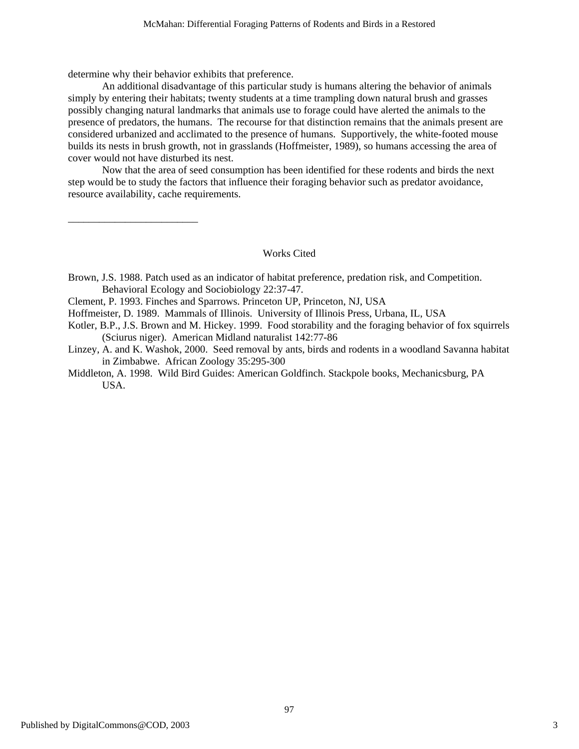determine why their behavior exhibits that preference.

An additional disadvantage of this particular study is humans altering the behavior of animals simply by entering their habitats; twenty students at a time trampling down natural brush and grasses possibly changing natural landmarks that animals use to forage could have alerted the animals to the presence of predators, the humans. The recourse for that distinction remains that the animals present are considered urbanized and acclimated to the presence of humans. Supportively, the white-footed mouse builds its nests in brush growth, not in grasslands (Hoffmeister, 1989), so humans accessing the area of cover would not have disturbed its nest.

Now that the area of seed consumption has been identified for these rodents and birds the next step would be to study the factors that influence their foraging behavior such as predator avoidance, resource availability, cache requirements.

---

## Works Cited

Brown, J.S. 1988. Patch used as an indicator of habitat preference, predation risk, and Competition. Behavioral Ecology and Sociobiology 22:37-47.

Clement, P. 1993. Finches and Sparrows. Princeton UP, Princeton, NJ, USA

Hoffmeister, D. 1989. Mammals of Illinois. University of Illinois Press, Urbana, IL, USA

Kotler, B.P., J.S. Brown and M. Hickey. 1999. Food storability and the foraging behavior of fox squirrels (Sciurus niger). American Midland naturalist 142:77-86

Linzey, A. and K. Washok, 2000. Seed removal by ants, birds and rodents in a woodland Savanna habitat in Zimbabwe. African Zoology 35:295-300

Middleton, A. 1998. Wild Bird Guides: American Goldfinch. Stackpole books, Mechanicsburg, PA USA.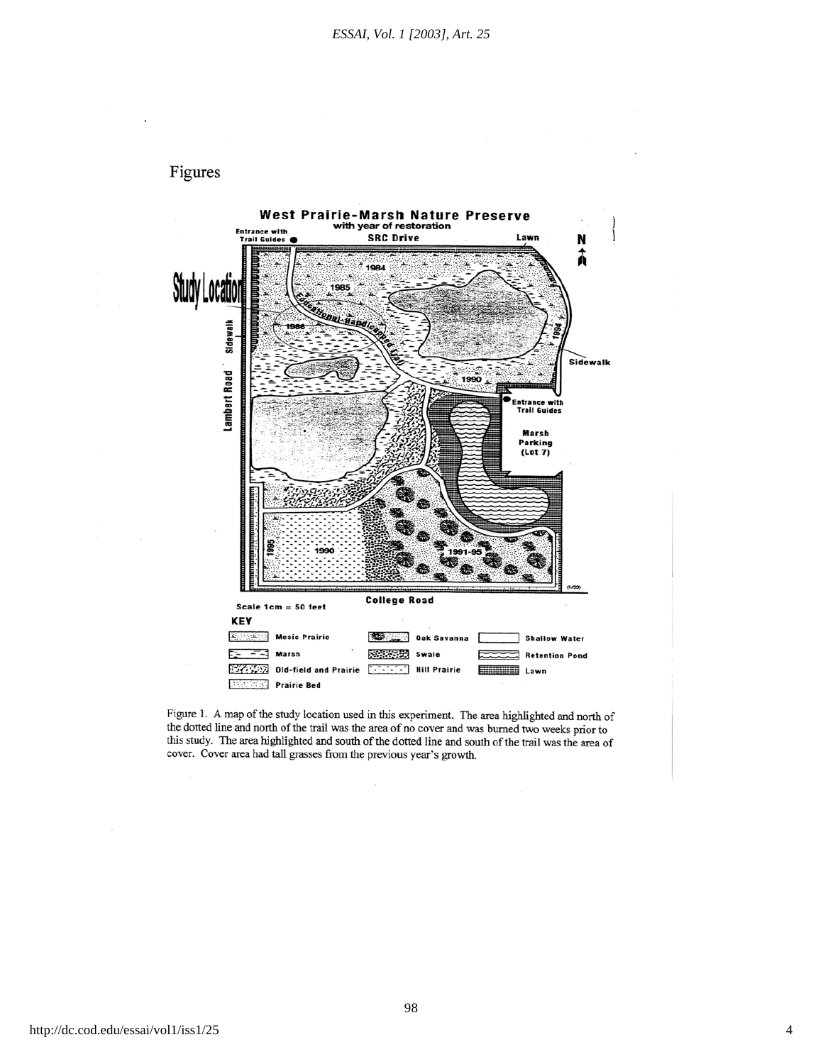## Figures

Figure 1. A map of the study location used in this experiment. The area highlighted and north of the dotted line and north of the trail was the area of no cover and was burned two weeks prior to this study. The area highlighted and south of the dotted line and south of the trail was the area of cover. Cover area had tall grasses from the previous year's growth.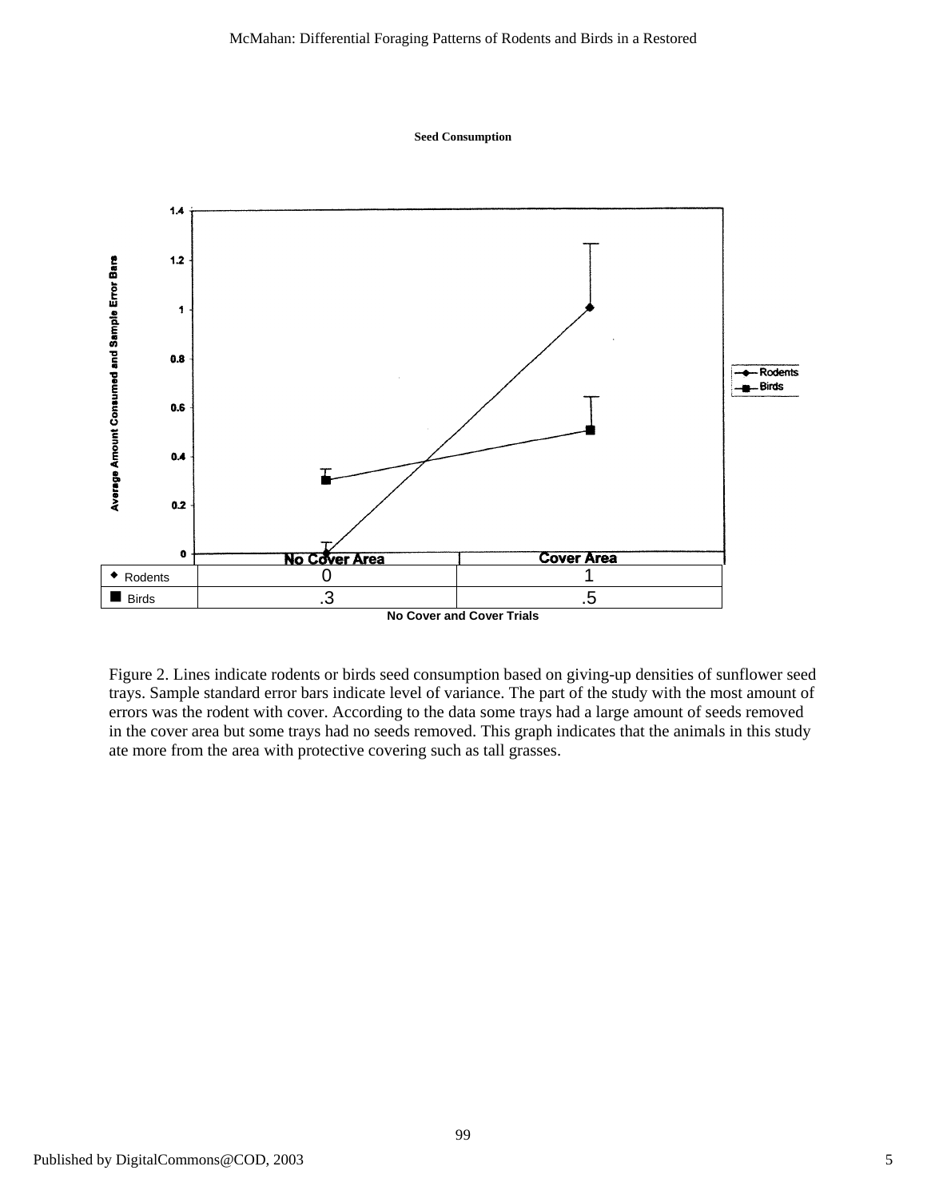**Seed Consumption**

Average Amount Consumed and Sample Error Bars

1.4
1.2
1
0.8
0.6
0.4
0.2
0

Rodents
Birds

No Cover Area
Cover Area

◆ Rodents 0 1
■ Birds .3 .5

No Cover and Cover Trials

Figure 2. Lines indicate rodents or birds seed consumption based on giving-up densities of sunflower seed trays. Sample standard error bars indicate level of variance. The part of the study with the most amount of errors was the rodent with cover. According to the data some trays had a large amount of seeds removed in the cover area but some trays had no seeds removed. This graph indicates that the animals in this study ate more from the area with protective covering such as tall grasses.